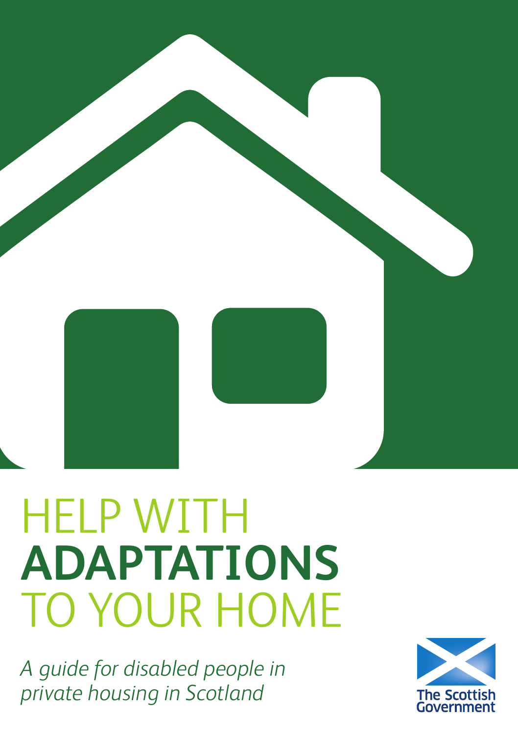# HELP WITH **ADAPTATIONS** TO YOUR HOME

*A guide for disabled people in private housing in Scotland*

The Scottish Government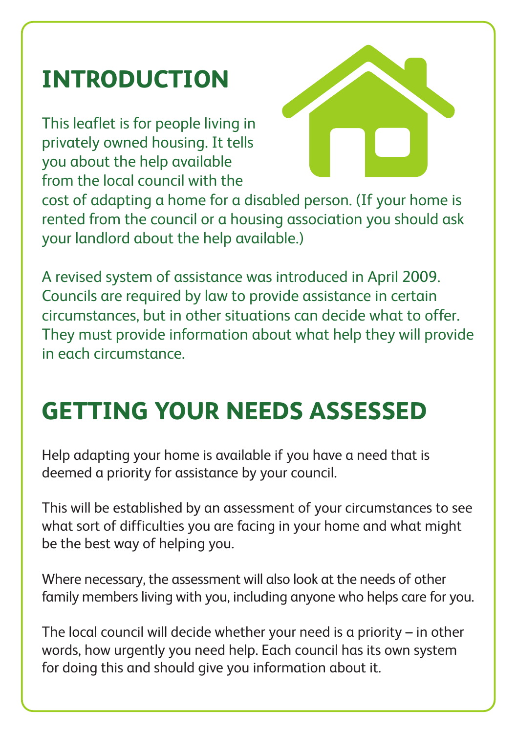# INTRODUCTION

This leaflet is for people living in privately owned housing. It tells you about the help available from the local council with the cost of adapting a home for a disabled person. (If your home is rented from the council or a housing association you should ask your landlord about the help available.)

A revised system of assistance was introduced in April 2009. Councils are required by law to provide assistance in certain circumstances, but in other situations can decide what to offer. They must provide information about what help they will provide in each circumstance.

# GETTING YOUR NEEDS ASSESSED

Help adapting your home is available if you have a need that is deemed a priority for assistance by your council.

This will be established by an assessment of your circumstances to see what sort of difficulties you are facing in your home and what might be the best way of helping you.

Where necessary, the assessment will also look at the needs of other family members living with you, including anyone who helps care for you.

The local council will decide whether your need is a priority – in other words, how urgently you need help. Each council has its own system for doing this and should give you information about it.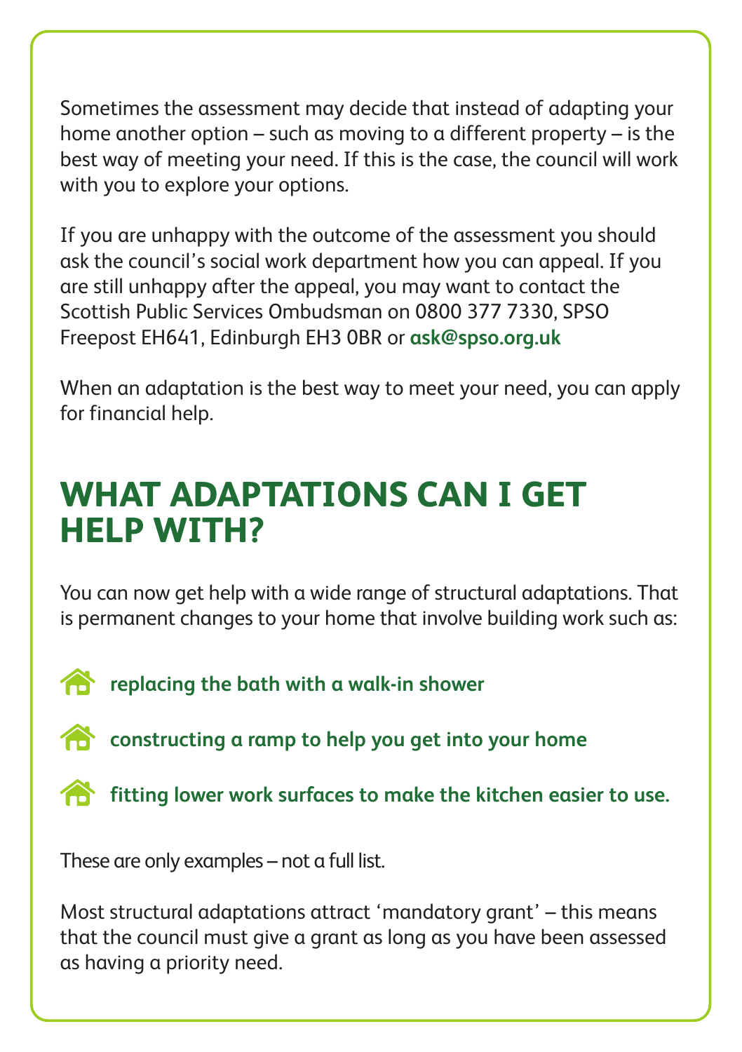Sometimes the assessment may decide that instead of adapting your home another option – such as moving to a different property – is the best way of meeting your need. If this is the case, the council will work with you to explore your options.

If you are unhappy with the outcome of the assessment you should ask the council's social work department how you can appeal. If you are still unhappy after the appeal, you may want to contact the Scottish Public Services Ombudsman on 0800 377 7330, SPSO Freepost EH641, Edinburgh EH3 0BR or **ask@spso.org.uk**

When an adaptation is the best way to meet your need, you can apply for financial help.

## WHAT ADAPTATIONS CAN I GET HELP WITH?

You can now get help with a wide range of structural adaptations. That is permanent changes to your home that involve building work such as:

- **replacing the bath with a walk-in shower**
- **constructing a ramp to help you get into your home**
- **fitting lower work surfaces to make the kitchen easier to use.**

These are only examples – not a full list.

Most structural adaptations attract 'mandatory grant' – this means that the council must give a grant as long as you have been assessed as having a priority need.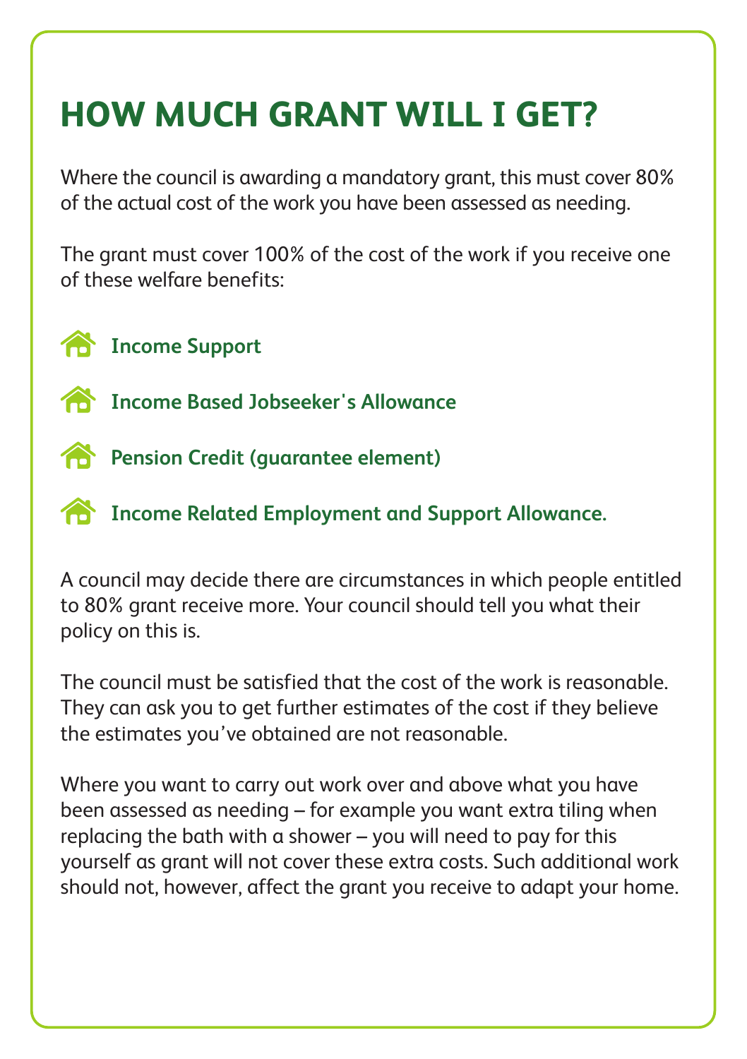# HOW MUCH GRANT WILL I GET?

Where the council is awarding a mandatory grant, this must cover 80% of the actual cost of the work you have been assessed as needing.

The grant must cover 100% of the cost of the work if you receive one of these welfare benefits:

- **Income Support**
- **Income Based Jobseeker's Allowance**
- **Pension Credit (guarantee element)**
- **Income Related Employment and Support Allowance.**

A council may decide there are circumstances in which people entitled to 80% grant receive more. Your council should tell you what their policy on this is.

The council must be satisfied that the cost of the work is reasonable. They can ask you to get further estimates of the cost if they believe the estimates you've obtained are not reasonable.

Where you want to carry out work over and above what you have been assessed as needing – for example you want extra tiling when replacing the bath with a shower – you will need to pay for this yourself as grant will not cover these extra costs. Such additional work should not, however, affect the grant you receive to adapt your home.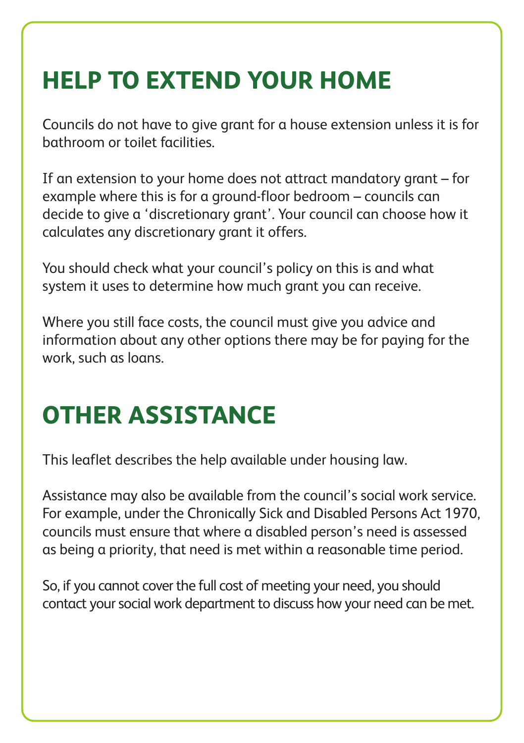# HELP TO EXTEND YOUR HOME

Councils do not have to give grant for a house extension unless it is for bathroom or toilet facilities.

If an extension to your home does not attract mandatory grant – for example where this is for a ground-floor bedroom – councils can decide to give a 'discretionary grant'. Your council can choose how it calculates any discretionary grant it offers.

You should check what your council's policy on this is and what system it uses to determine how much grant you can receive.

Where you still face costs, the council must give you advice and information about any other options there may be for paying for the work, such as loans.

# OTHER ASSISTANCE

This leaflet describes the help available under housing law.

Assistance may also be available from the council's social work service. For example, under the Chronically Sick and Disabled Persons Act 1970, councils must ensure that where a disabled person's need is assessed as being a priority, that need is met within a reasonable time period.

So, if you cannot cover the full cost of meeting your need, you should contact your social work department to discuss how your need can be met.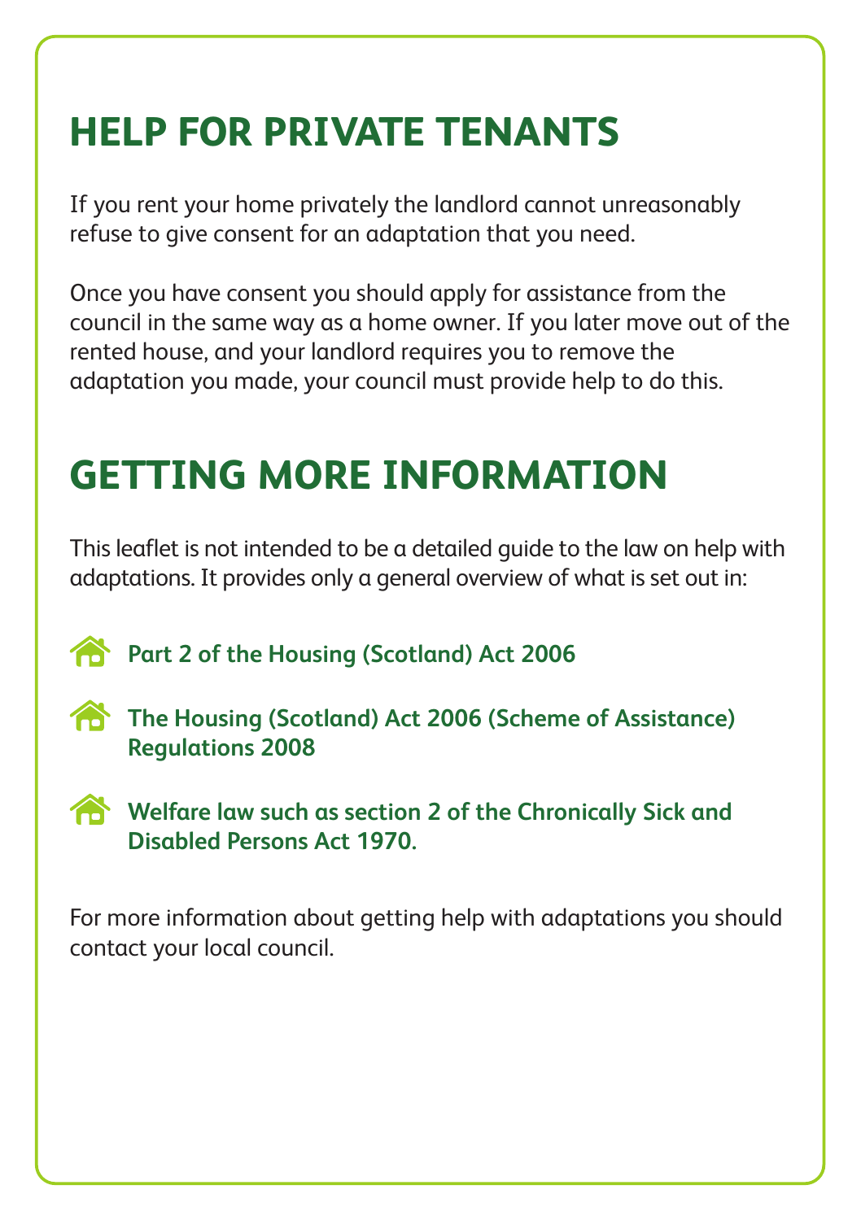# HELP FOR PRIVATE TENANTS

If you rent your home privately the landlord cannot unreasonably refuse to give consent for an adaptation that you need.

Once you have consent you should apply for assistance from the council in the same way as a home owner. If you later move out of the rented house, and your landlord requires you to remove the adaptation you made, your council must provide help to do this.

# GETTING MORE INFORMATION

This leaflet is not intended to be a detailed guide to the law on help with adaptations. It provides only a general overview of what is set out in:

- **Part 2 of the Housing (Scotland) Act 2006**
- **The Housing (Scotland) Act 2006 (Scheme of Assistance) Regulations 2008**
- **Welfare law such as section 2 of the Chronically Sick and Disabled Persons Act 1970.**

For more information about getting help with adaptations you should contact your local council.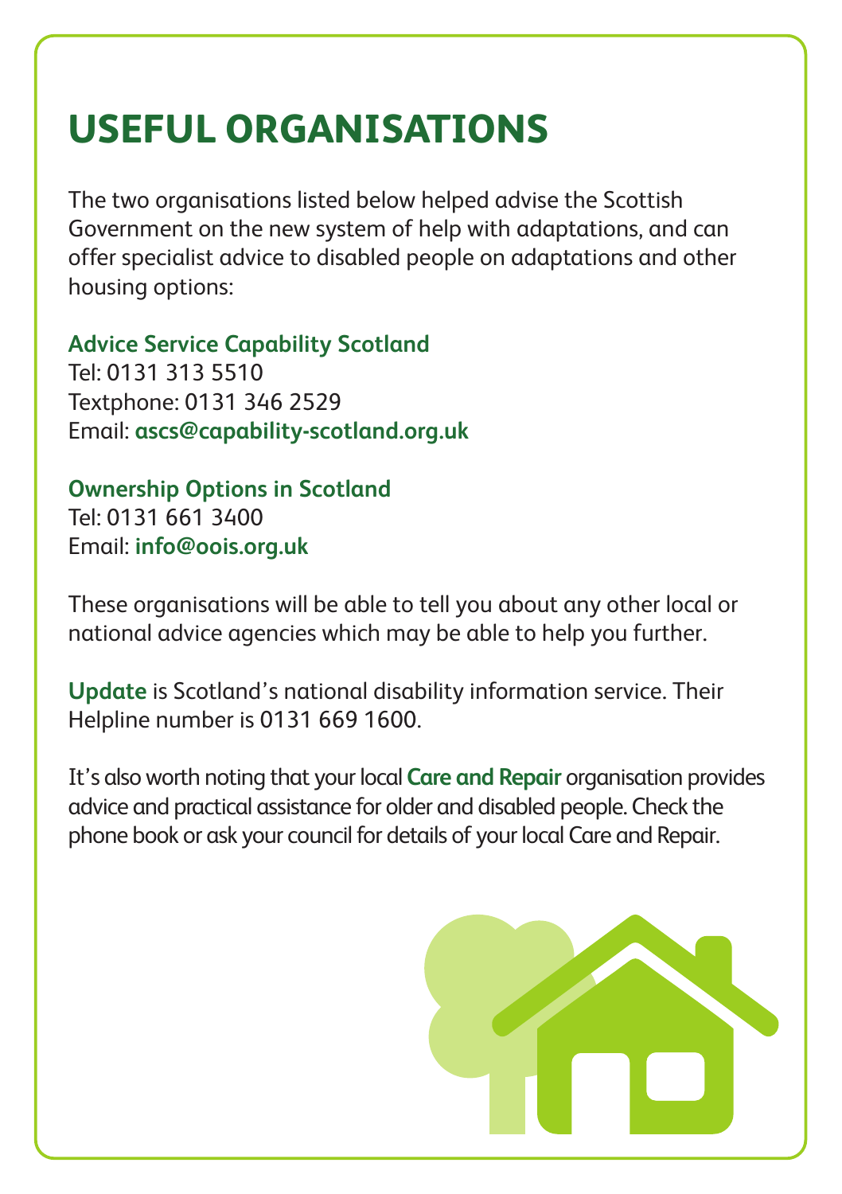# USEFUL ORGANISATIONS

The two organisations listed below helped advise the Scottish Government on the new system of help with adaptations, and can offer specialist advice to disabled people on adaptations and other housing options:

**Advice Service Capability Scotland**
Tel: 0131 313 5510
Textphone: 0131 346 2529
Email: **ascs@capability-scotland.org.uk**

**Ownership Options in Scotland**
Tel: 0131 661 3400
Email: **info@oois.org.uk**

These organisations will be able to tell you about any other local or national advice agencies which may be able to help you further.

**Update** is Scotland's national disability information service. Their Helpline number is 0131 669 1600.

It's also worth noting that your local **Care and Repair** organisation provides advice and practical assistance for older and disabled people. Check the phone book or ask your council for details of your local Care and Repair.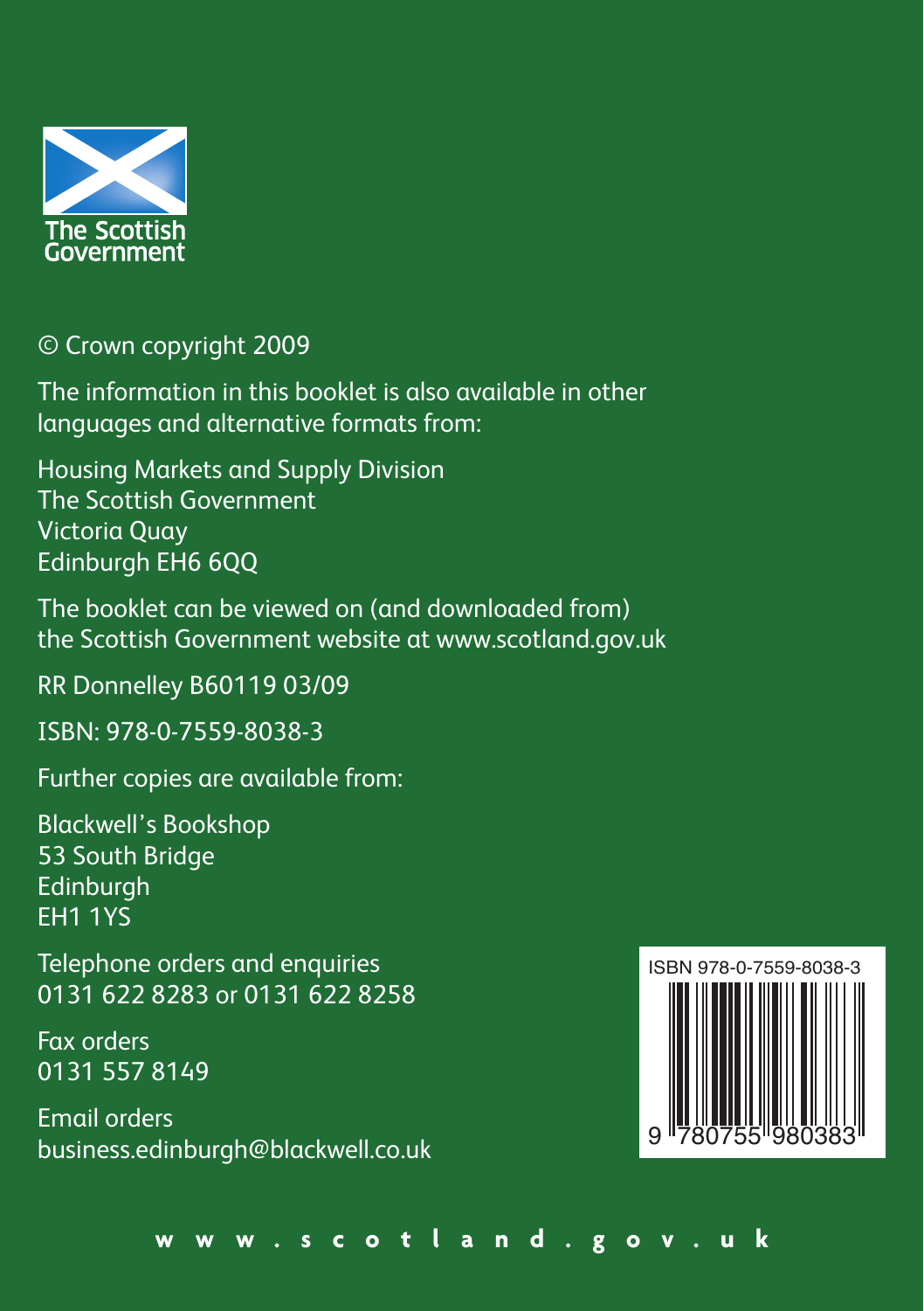The Scottish Government

© Crown copyright 2009

The information in this booklet is also available in other languages and alternative formats from:

Housing Markets and Supply Division
The Scottish Government
Victoria Quay
Edinburgh EH6 6QQ

The booklet can be viewed on (and downloaded from) the Scottish Government website at www.scotland.gov.uk

RR Donnelley B60119 03/09

ISBN: 978-0-7559-8038-3

Further copies are available from:

Blackwell's Bookshop
53 South Bridge
Edinburgh
EH1 1YS

Telephone orders and enquiries
0131 622 8283 or 0131 622 8258

Fax orders
0131 557 8149

Email orders
business.edinburgh@blackwell.co.uk

ISBN 978-0-7559-8038-3

9 780755 980383

w w w . s c o t l a n d . g o v . u k